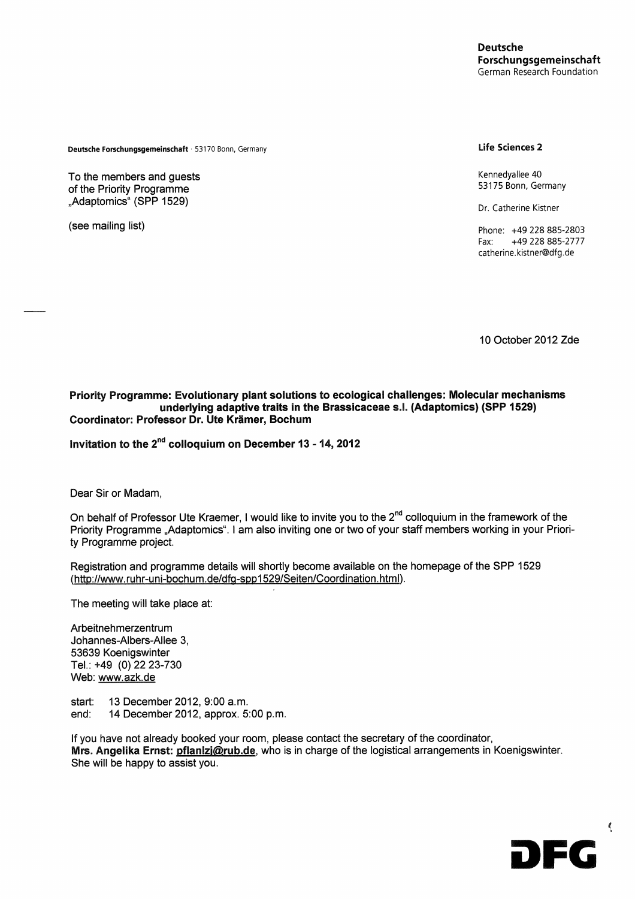**Deutsche Forschungsgemeinschaft**
German Research Foundation

Deutsche Forschungsgemeinschaft · 53170 Bonn, Germany

To the members and guests
of the Priority Programme
„Adaptomics“ (SPP 1529)

(see mailing list)

**Life Sciences 2**

Kennedyallee 40
53175 Bonn, Germany

Dr. Catherine Kistner

Phone: +49 228 885-2803
Fax: +49 228 885-2777
catherine.kistner@dfg.de

10 October 2012 Zde

**Priority Programme: Evolutionary plant solutions to ecological challenges: Molecular mechanisms underlying adaptive traits in the Brassicaceae s.l. (Adaptomics) (SPP 1529)**
**Coordinator: Professor Dr. Ute Krämer, Bochum**

**Invitation to the 2nd colloquium on December 13 - 14, 2012**

Dear Sir or Madam,

On behalf of Professor Ute Kraemer, I would like to invite you to the 2nd colloquium in the framework of the Priority Programme „Adaptomics“. I am also inviting one or two of your staff members working in your Priority Programme project.

Registration and programme details will shortly become available on the homepage of the SPP 1529 (http://www.ruhr-uni-bochum.de/dfg-spp1529/Seiten/Coordination.html).

The meeting will take place at:

Arbeitnehmerzentrum
Johannes-Albers-Allee 3,
53639 Koenigswinter
Tel.: +49 (0) 22 23-730
Web: www.azk.de

start: 13 December 2012, 9:00 a.m.
end: 14 December 2012, approx. 5:00 p.m.

If you have not already booked your room, please contact the secretary of the coordinator, **Mrs. Angelika Ernst: pflanlzj@rub.de**, who is in charge of the logistical arrangements in Koenigswinter. She will be happy to assist you.

DFG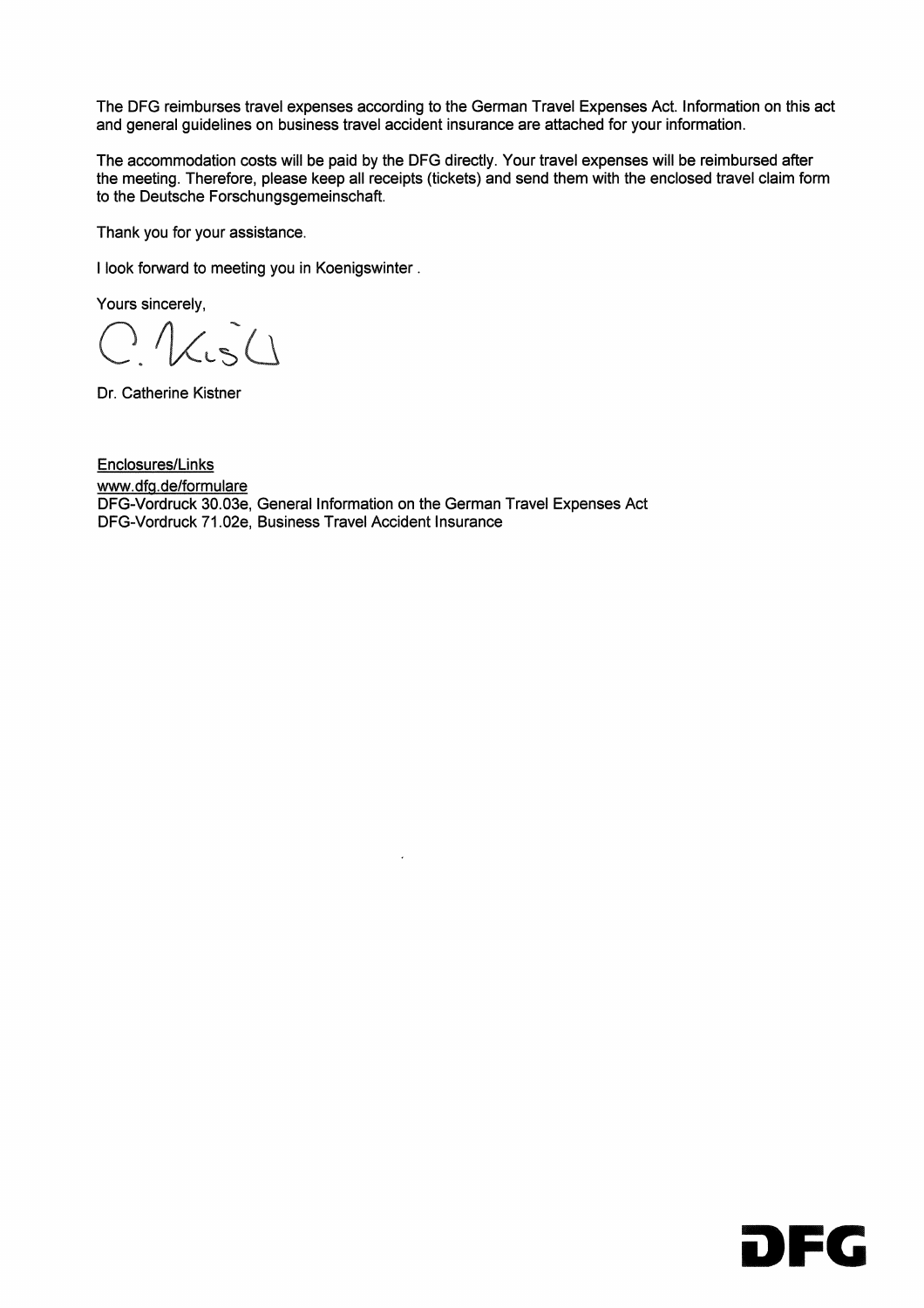The DFG reimburses travel expenses according to the German Travel Expenses Act. Information on this act and general guidelines on business travel accident insurance are attached for your information.

The accommodation costs will be paid by the DFG directly. Your travel expenses will be reimbursed after the meeting. Therefore, please keep all receipts (tickets) and send them with the enclosed travel claim form to the Deutsche Forschungsgemeinschaft.

Thank you for your assistance.

I look forward to meeting you in Koenigswinter .

Yours sincerely,

Dr. Catherine Kistner

Enclosures/Links
www.dfg.de/formulare
DFG-Vordruck 30.03e, General Information on the German Travel Expenses Act
DFG-Vordruck 71.02e, Business Travel Accident Insurance

DFG